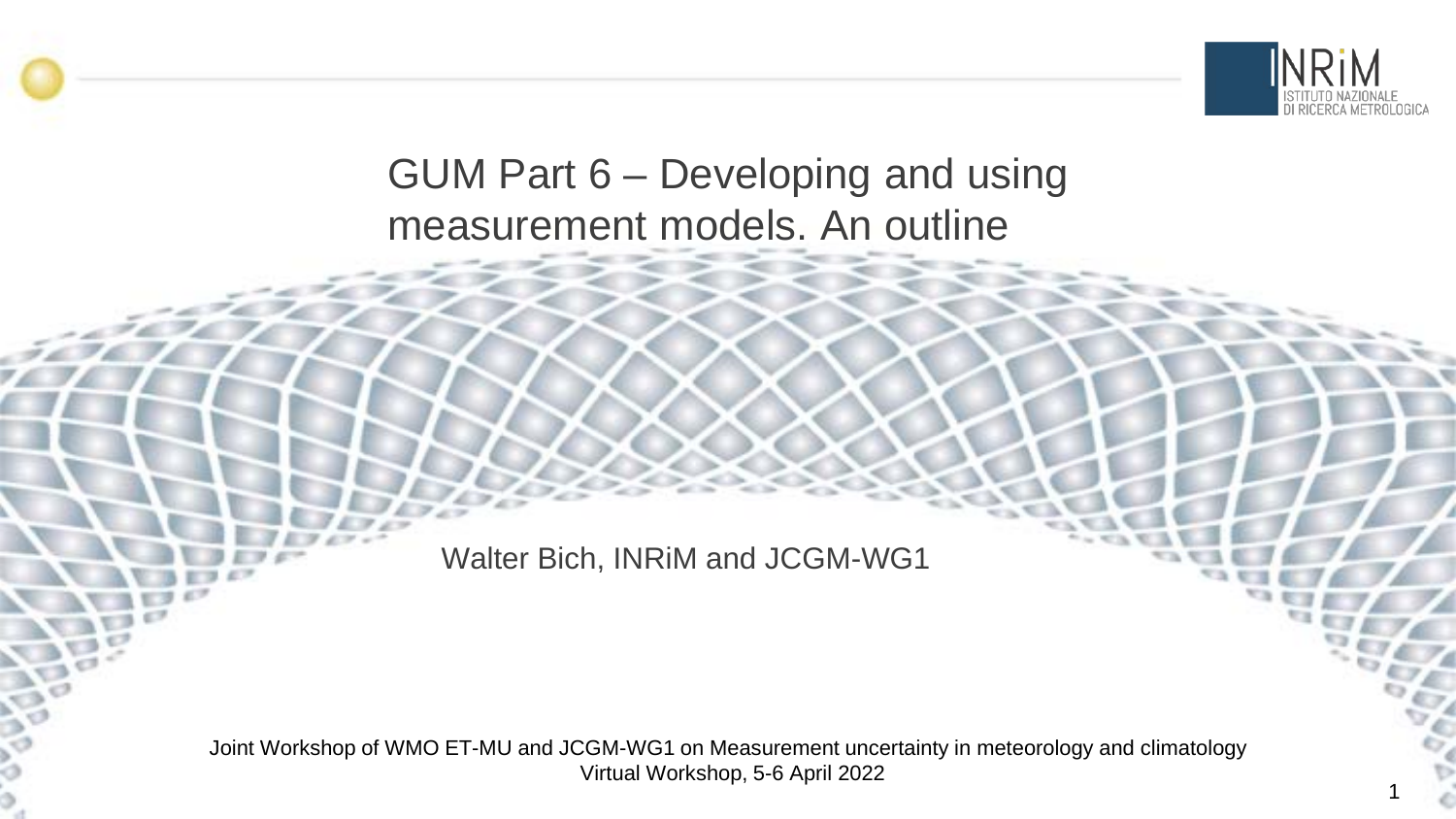# GUM Part 6 – Developing and using measurement models. An outline

Walter Bich, INRiM and JCGM-WG1

Joint Workshop of WMO ET-MU and JCGM-WG1 on Measurement uncertainty in meteorology and climatology
Virtual Workshop, 5-6 April 2022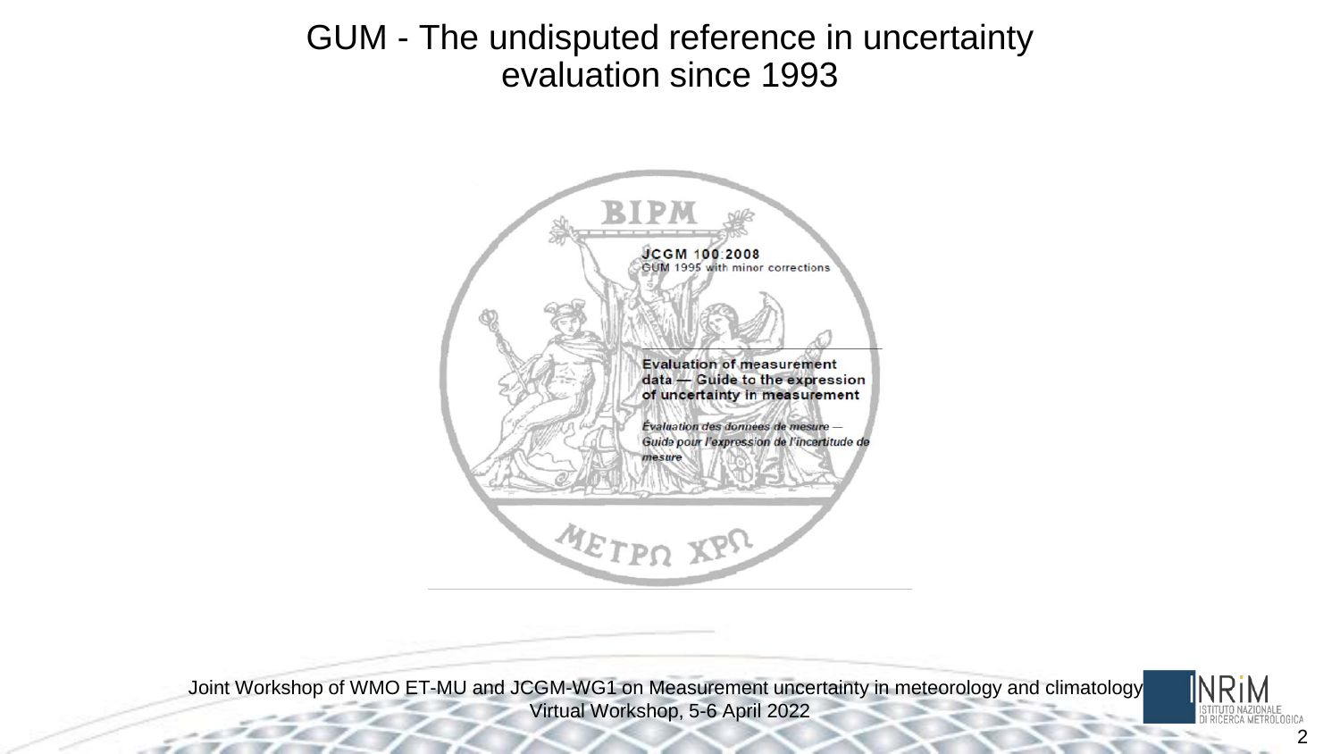# GUM - The undisputed reference in uncertainty evaluation since 1993

BIPM

**JCGM 100:2008**
GUM 1995 with minor corrections

**Evaluation of measurement data — Guide to the expression of uncertainty in measurement**

*Évaluation des données de mesure — Guide pour l'expression de l'incertitude de mesure*

ΜΕΤΡΩ ΧΡΩ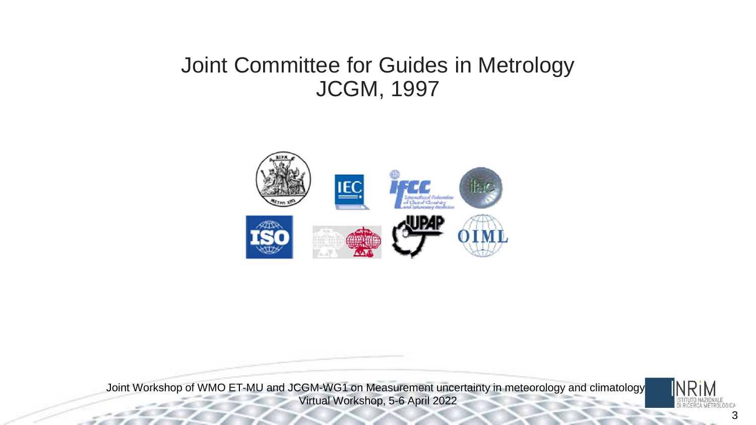# Joint Committee for Guides in Metrology
# JCGM, 1997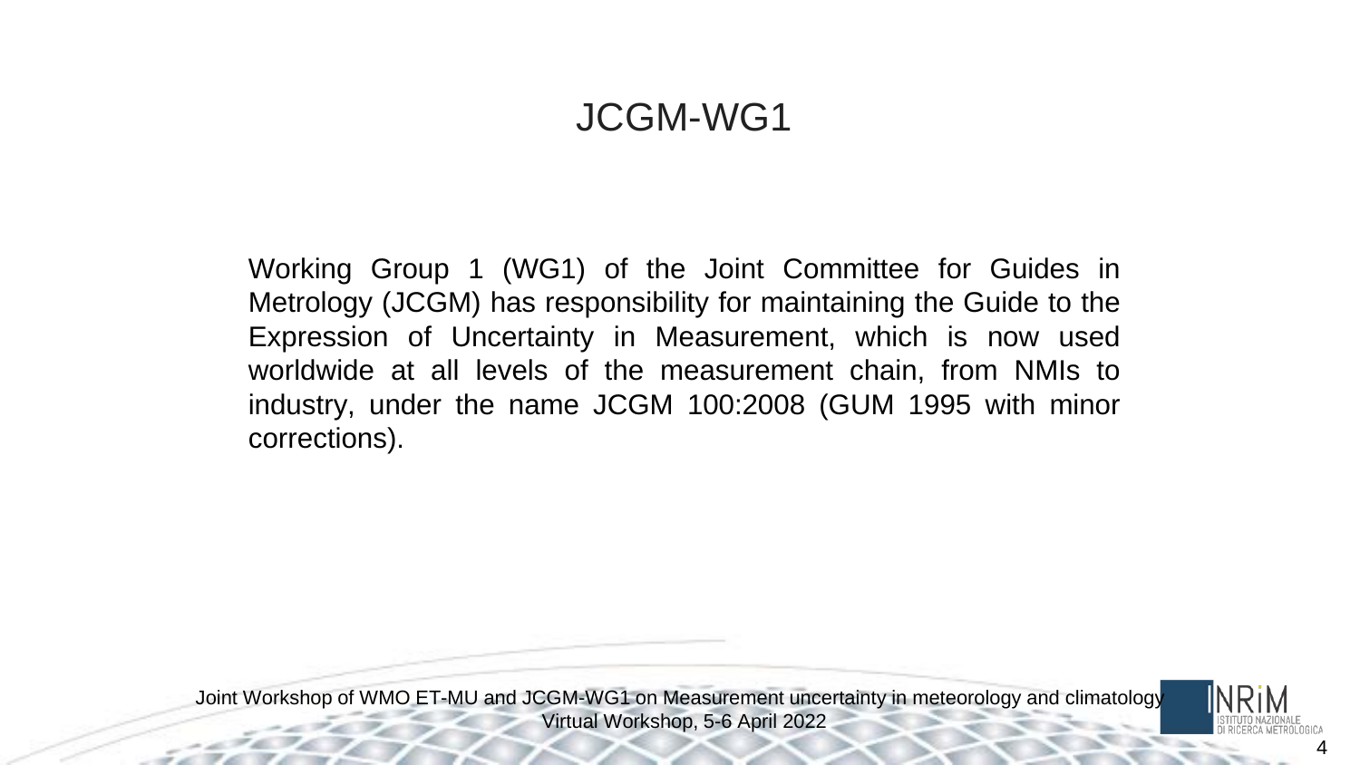# JCGM-WG1

Working Group 1 (WG1) of the Joint Committee for Guides in Metrology (JCGM) has responsibility for maintaining the Guide to the Expression of Uncertainty in Measurement, which is now used worldwide at all levels of the measurement chain, from NMIs to industry, under the name JCGM 100:2008 (GUM 1995 with minor corrections).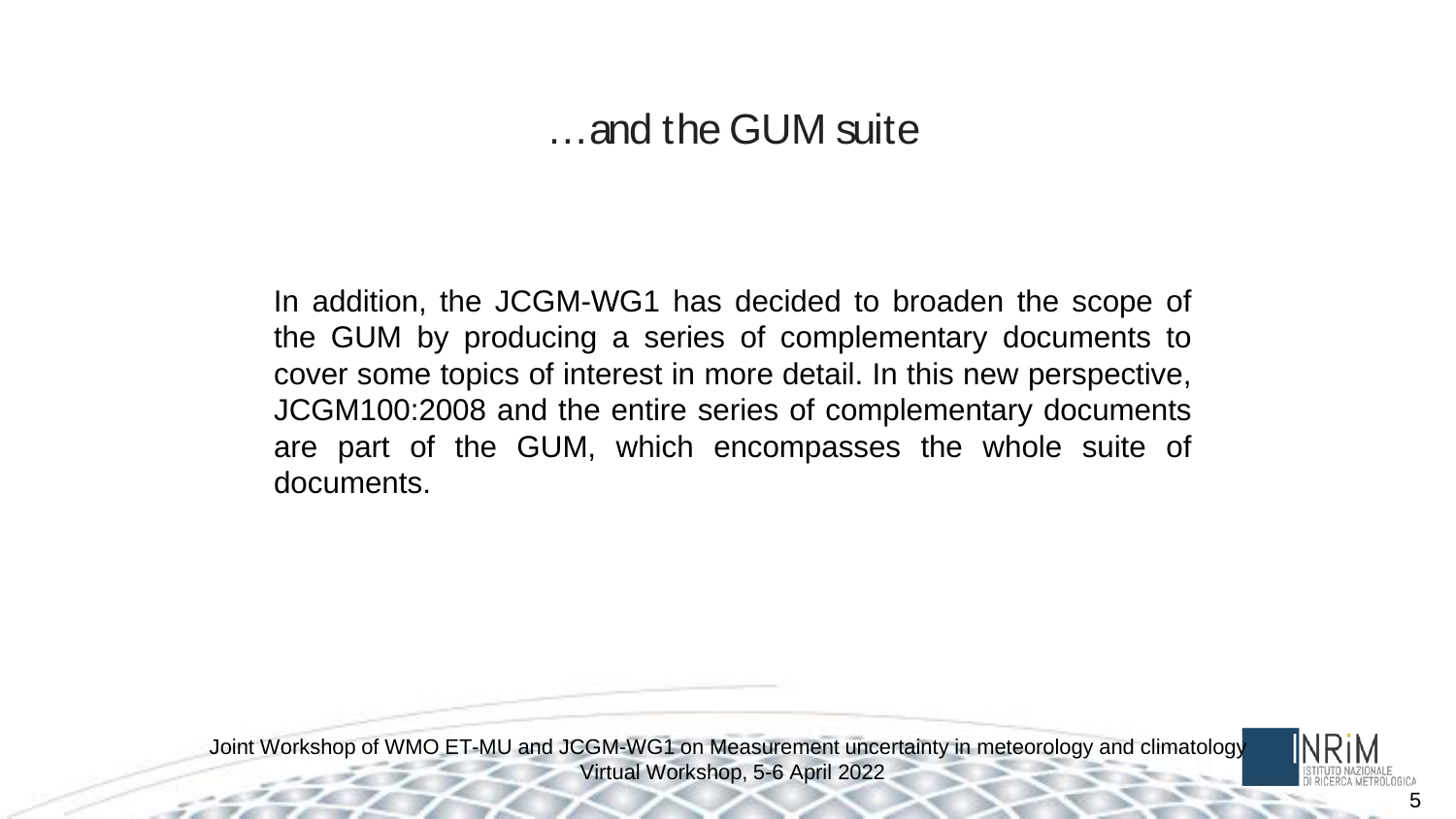# …and the GUM suite

In addition, the JCGM-WG1 has decided to broaden the scope of the GUM by producing a series of complementary documents to cover some topics of interest in more detail. In this new perspective, JCGM100:2008 and the entire series of complementary documents are part of the GUM, which encompasses the whole suite of documents.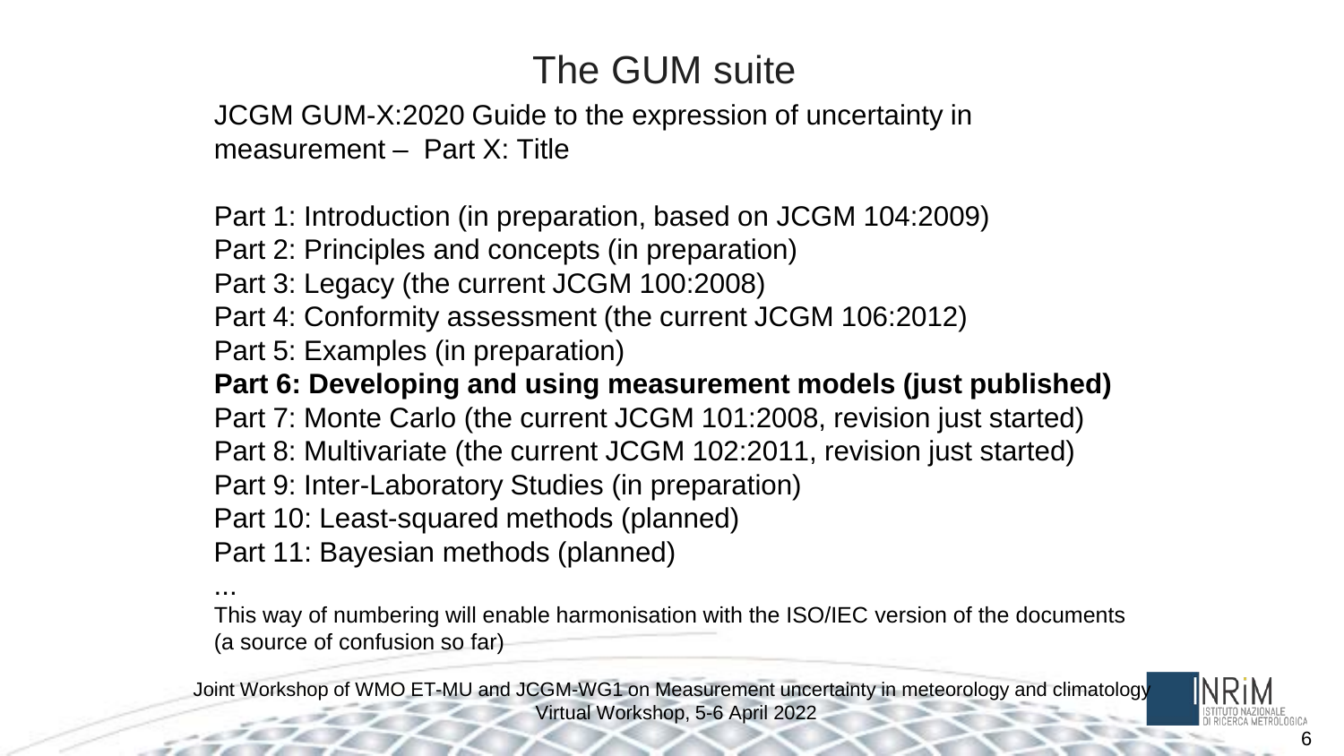# The GUM suite

JCGM GUM-X:2020 Guide to the expression of uncertainty in measurement – Part X: Title

Part 1: Introduction (in preparation, based on JCGM 104:2009)
Part 2: Principles and concepts (in preparation)
Part 3: Legacy (the current JCGM 100:2008)
Part 4: Conformity assessment (the current JCGM 106:2012)
Part 5: Examples (in preparation)
**Part 6: Developing and using measurement models (just published)**
Part 7: Monte Carlo (the current JCGM 101:2008, revision just started)
Part 8: Multivariate (the current JCGM 102:2011, revision just started)
Part 9: Inter-Laboratory Studies (in preparation)
Part 10: Least-squared methods (planned)
Part 11: Bayesian methods (planned)
...

This way of numbering will enable harmonisation with the ISO/IEC version of the documents (a source of confusion so far)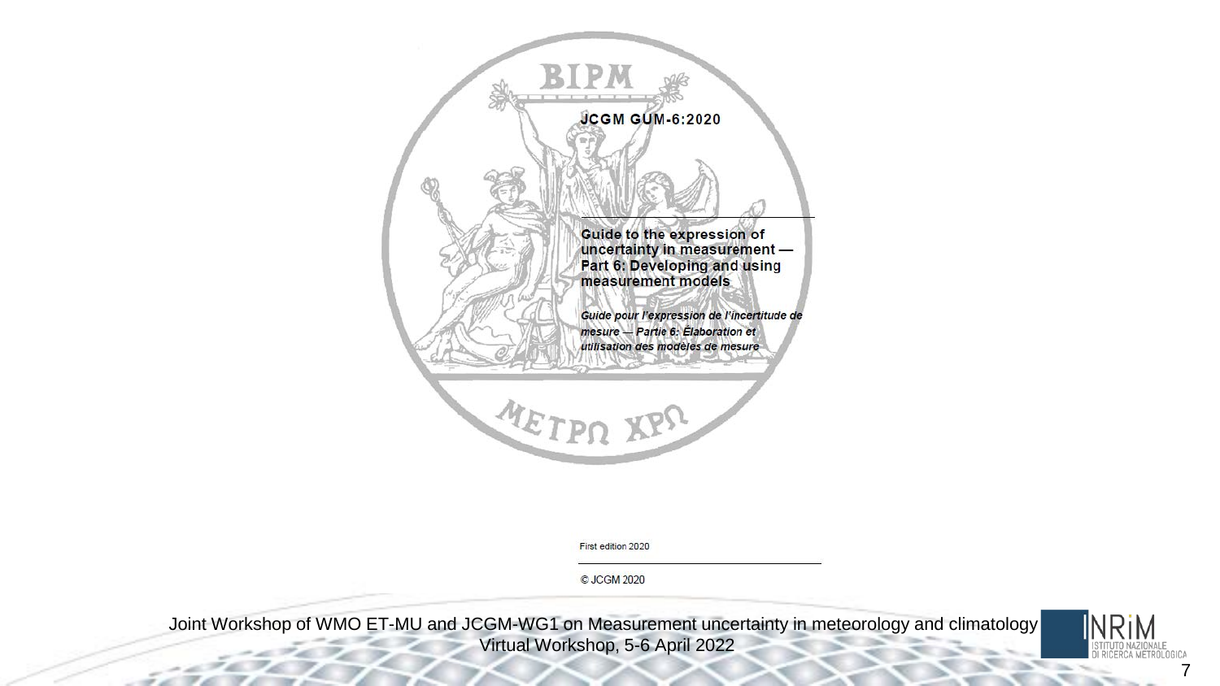BIPM

JCGM GUM-6:2020

**Guide to the expression of uncertainty in measurement — Part 6: Developing and using measurement models**

***Guide pour l'expression de l'incertitude de mesure — Partie 6: Élaboration et utilisation des modèles de mesure***

ΜΕΤΡΩ ΧΡΩ

First edition 2020

© JCGM 2020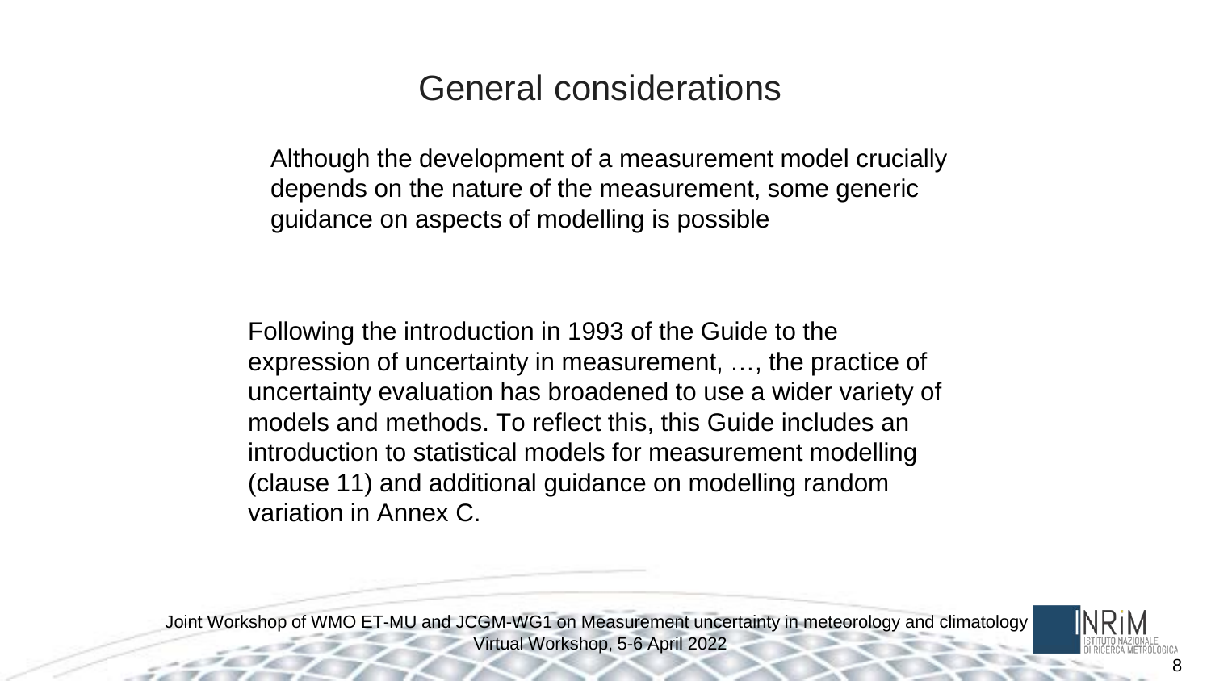# General considerations

Although the development of a measurement model crucially depends on the nature of the measurement, some generic guidance on aspects of modelling is possible

Following the introduction in 1993 of the Guide to the expression of uncertainty in measurement, …, the practice of uncertainty evaluation has broadened to use a wider variety of models and methods. To reflect this, this Guide includes an introduction to statistical models for measurement modelling (clause 11) and additional guidance on modelling random variation in Annex C.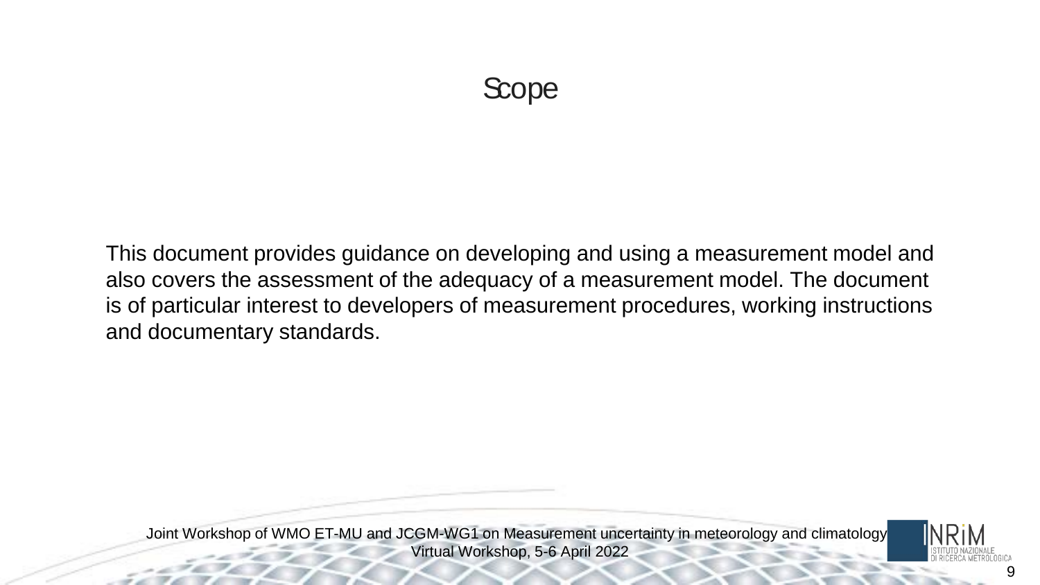# Scope

This document provides guidance on developing and using a measurement model and also covers the assessment of the adequacy of a measurement model. The document is of particular interest to developers of measurement procedures, working instructions and documentary standards.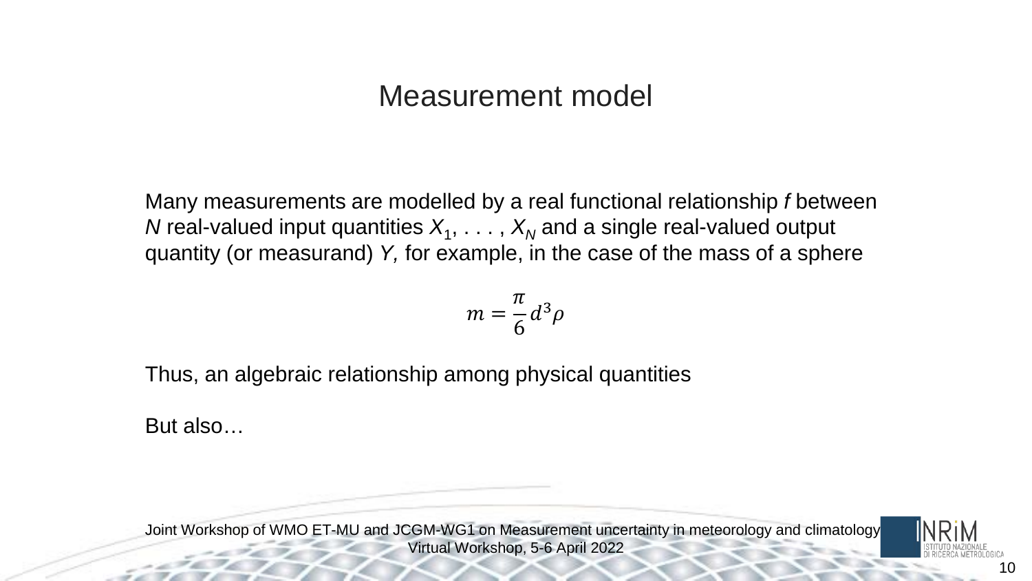# Measurement model

Many measurements are modelled by a real functional relationship *f* between *N* real-valued input quantities $X_1, \dots, X_N$ and a single real-valued output quantity (or measurand) *Y,* for example, in the case of the mass of a sphere

$$m = \frac{\pi}{6} d^3 \rho$$

Thus, an algebraic relationship among physical quantities

But also…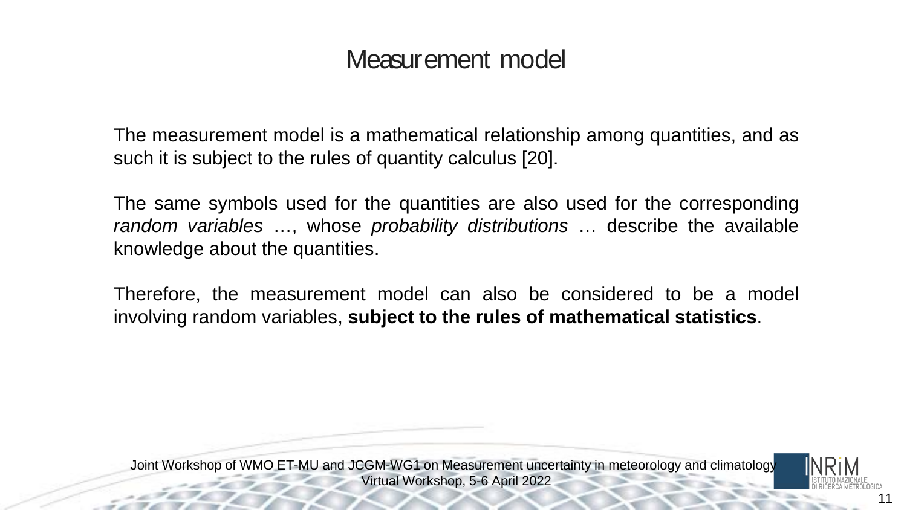# Measurement model

The measurement model is a mathematical relationship among quantities, and as such it is subject to the rules of quantity calculus [20].

The same symbols used for the quantities are also used for the corresponding *random variables* …, whose *probability distributions* … describe the available knowledge about the quantities.

Therefore, the measurement model can also be considered to be a model involving random variables, **subject to the rules of mathematical statistics**.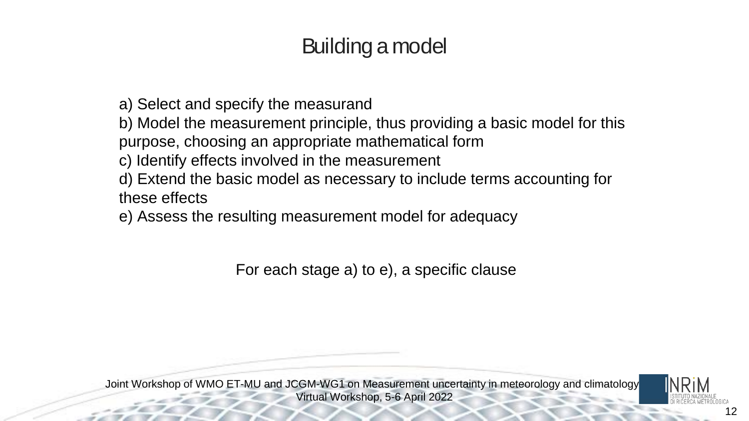# Building a model

a) Select and specify the measurand
b) Model the measurement principle, thus providing a basic model for this purpose, choosing an appropriate mathematical form
c) Identify effects involved in the measurement
d) Extend the basic model as necessary to include terms accounting for these effects
e) Assess the resulting measurement model for adequacy

For each stage a) to e), a specific clause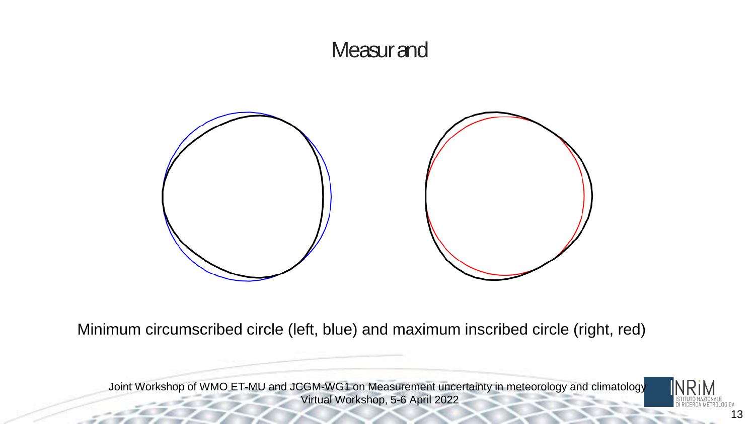# Measurand

Minimum circumscribed circle (left, blue) and maximum inscribed circle (right, red)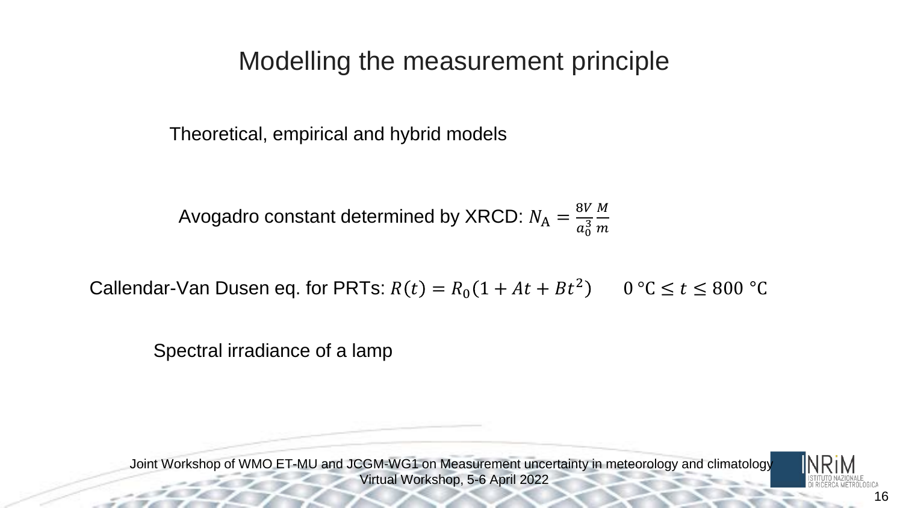# Modelling the measurement principle

Theoretical, empirical and hybrid models

Avogadro constant determined by XRCD: $N_{\mathrm{A}} = \frac{8V}{a_0^3}\frac{M}{m}$

Callendar-Van Dusen eq. for PRTs: $R(t) = R_0(1 + At + Bt^2)$ $\quad 0\ \mathrm{°C} \leq t \leq 800\ \mathrm{°C}$

Spectral irradiance of a lamp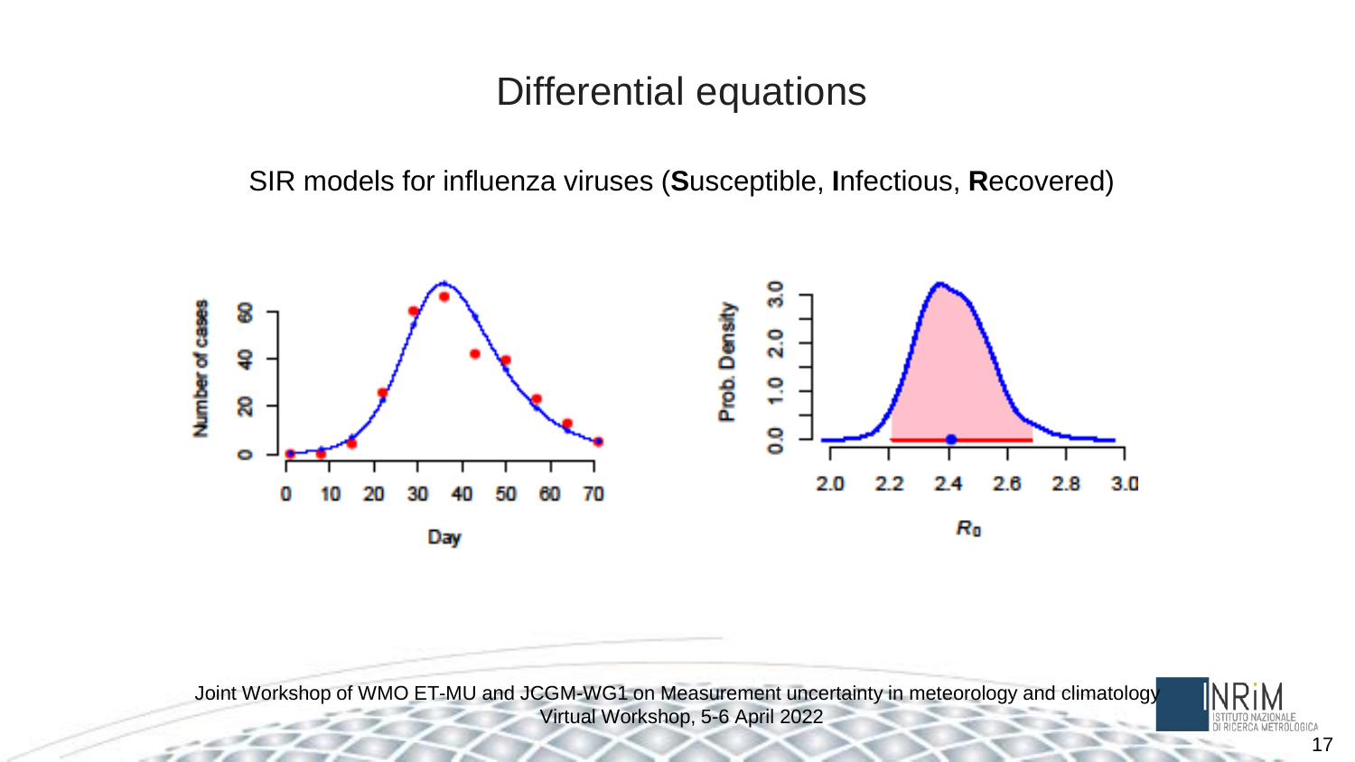# Differential equations

SIR models for influenza viruses (**S**usceptible, **I**nfectious, **R**ecovered)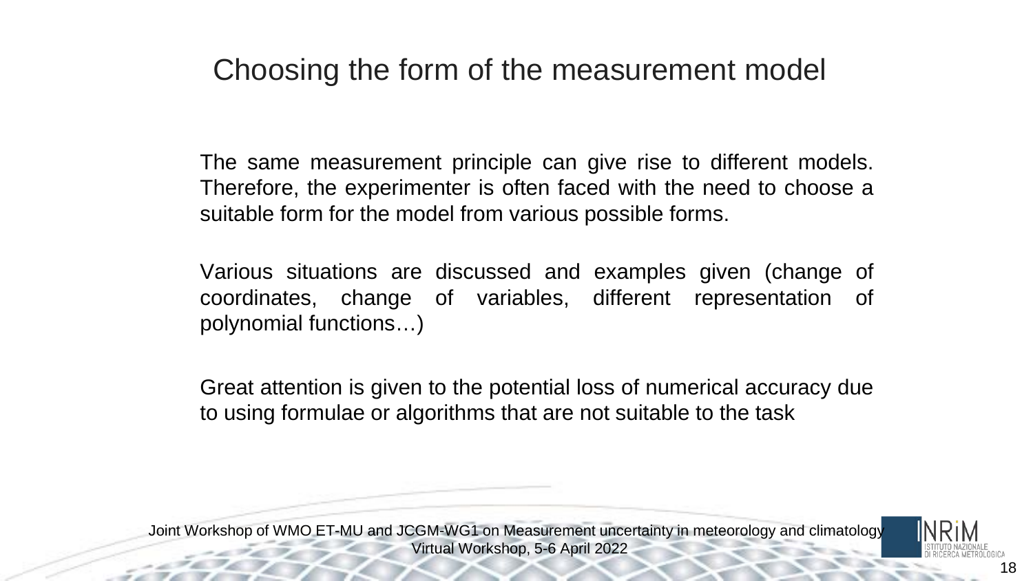# Choosing the form of the measurement model

The same measurement principle can give rise to different models. Therefore, the experimenter is often faced with the need to choose a suitable form for the model from various possible forms.

Various situations are discussed and examples given (change of coordinates, change of variables, different representation of polynomial functions…)

Great attention is given to the potential loss of numerical accuracy due to using formulae or algorithms that are not suitable to the task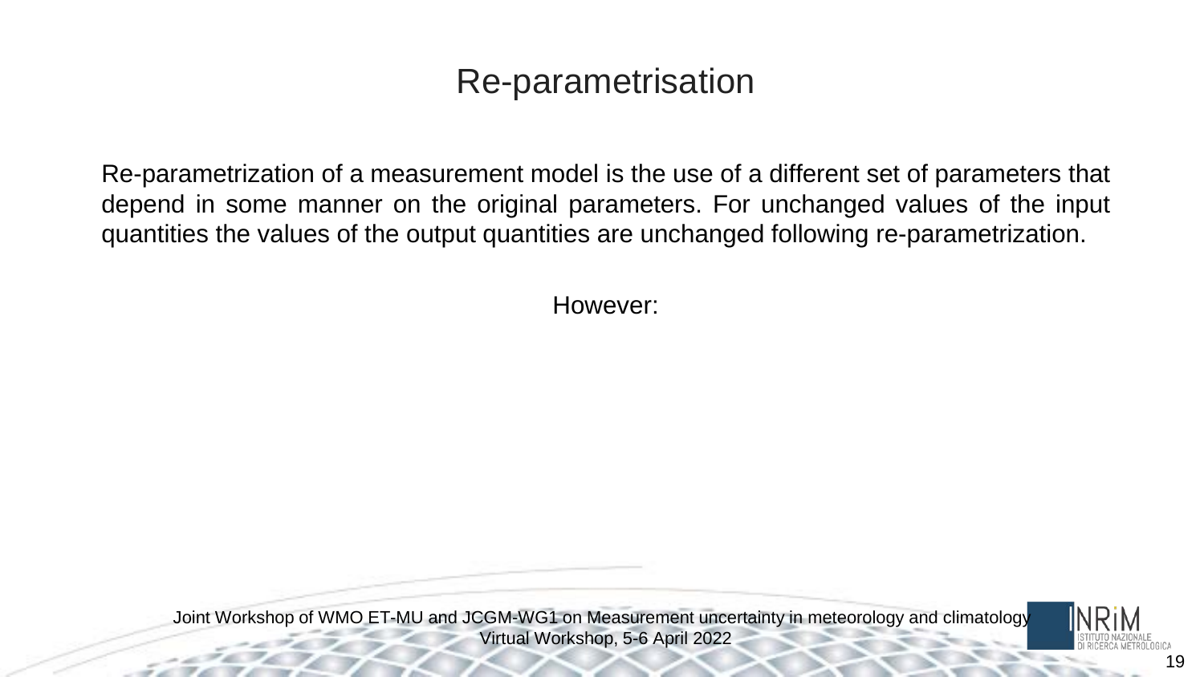# Re-parametrisation

Re-parametrization of a measurement model is the use of a different set of parameters that depend in some manner on the original parameters. For unchanged values of the input quantities the values of the output quantities are unchanged following re-parametrization.

However: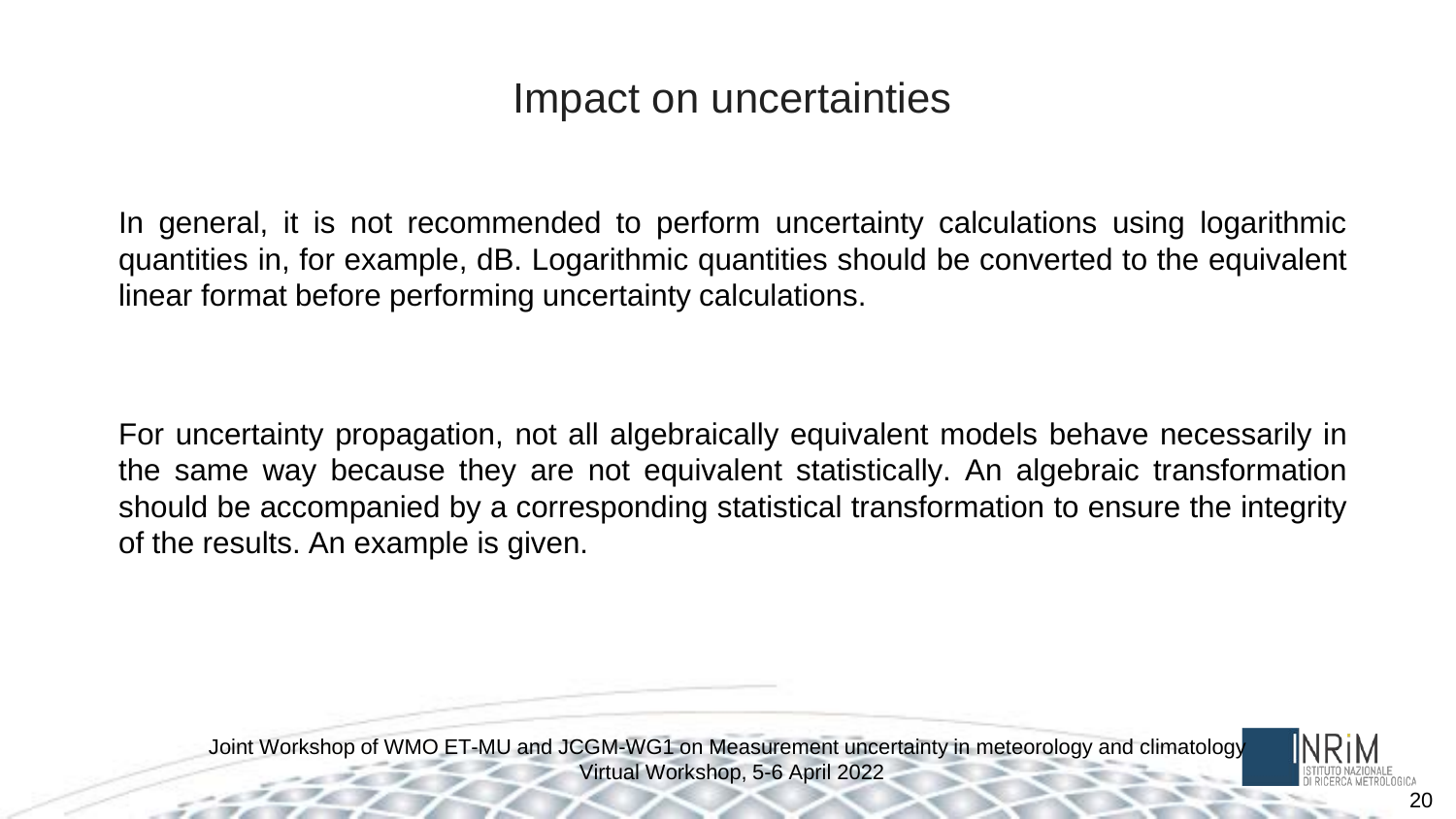# Impact on uncertainties

In general, it is not recommended to perform uncertainty calculations using logarithmic quantities in, for example, dB. Logarithmic quantities should be converted to the equivalent linear format before performing uncertainty calculations.

For uncertainty propagation, not all algebraically equivalent models behave necessarily in the same way because they are not equivalent statistically. An algebraic transformation should be accompanied by a corresponding statistical transformation to ensure the integrity of the results. An example is given.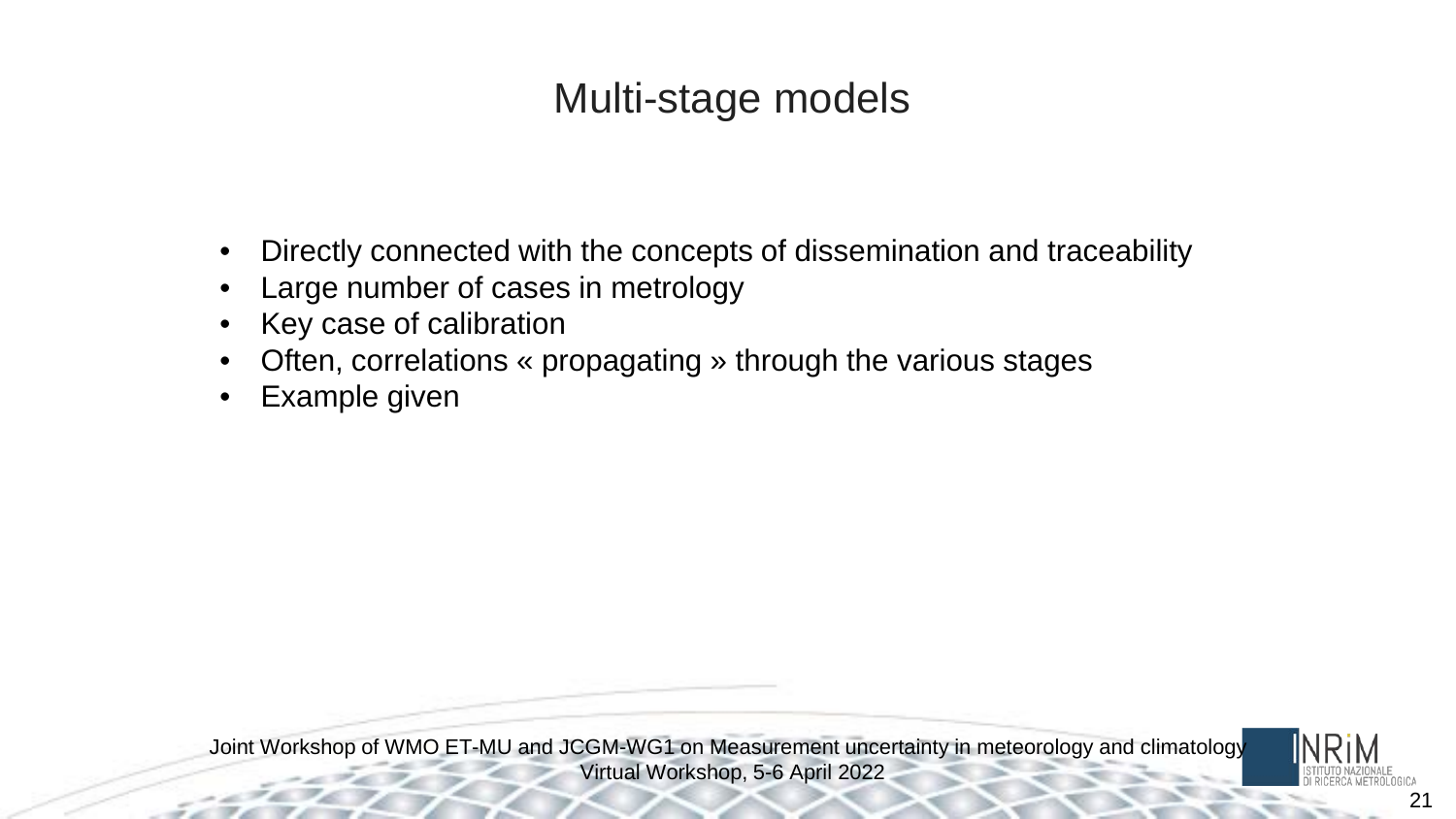# Multi-stage models

- Directly connected with the concepts of dissemination and traceability
- Large number of cases in metrology
- Key case of calibration
- Often, correlations « propagating » through the various stages
- Example given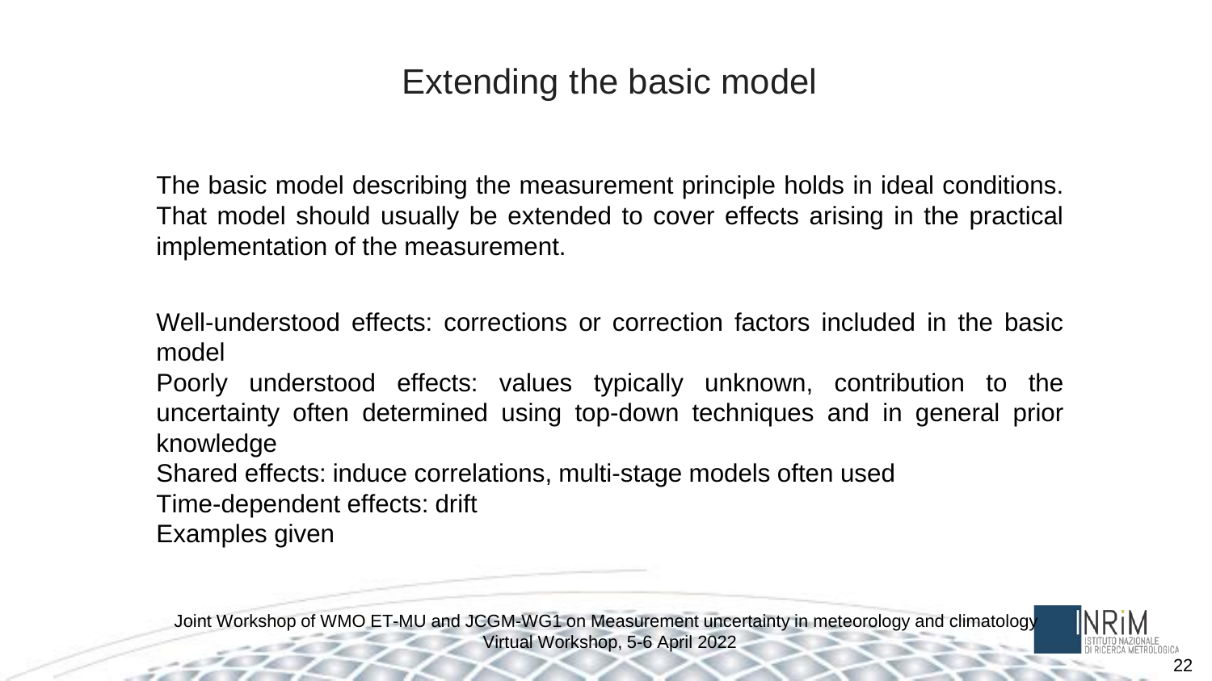# Extending the basic model

The basic model describing the measurement principle holds in ideal conditions. That model should usually be extended to cover effects arising in the practical implementation of the measurement.

Well-understood effects: corrections or correction factors included in the basic model
Poorly understood effects: values typically unknown, contribution to the uncertainty often determined using top-down techniques and in general prior knowledge
Shared effects: induce correlations, multi-stage models often used
Time-dependent effects: drift
Examples given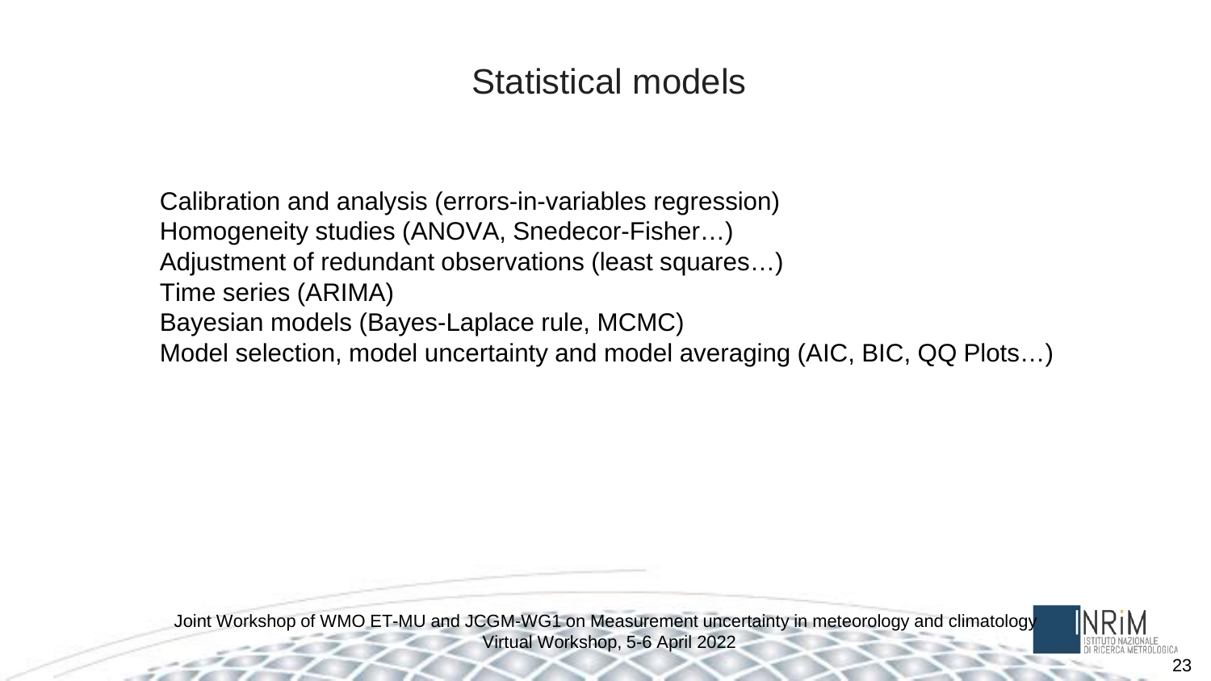# Statistical models

Calibration and analysis (errors-in-variables regression)
Homogeneity studies (ANOVA, Snedecor-Fisher…)
Adjustment of redundant observations (least squares…)
Time series (ARIMA)
Bayesian models (Bayes-Laplace rule, MCMC)
Model selection, model uncertainty and model averaging (AIC, BIC, QQ Plots…)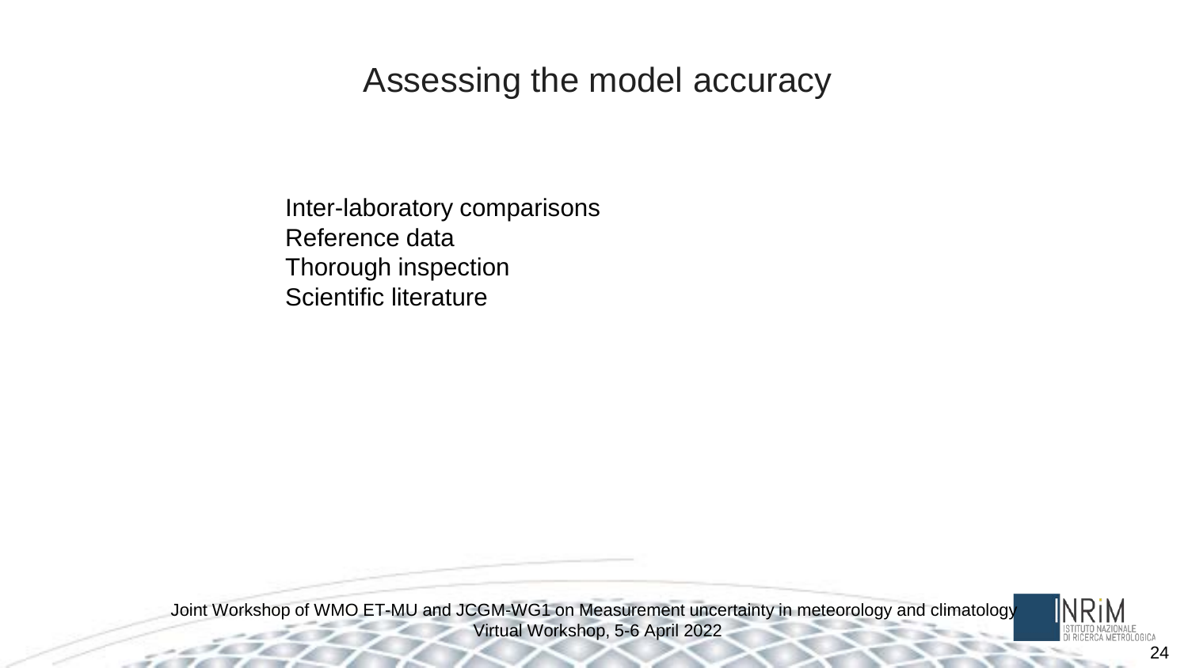# Assessing the model accuracy

Inter-laboratory comparisons
Reference data
Thorough inspection
Scientific literature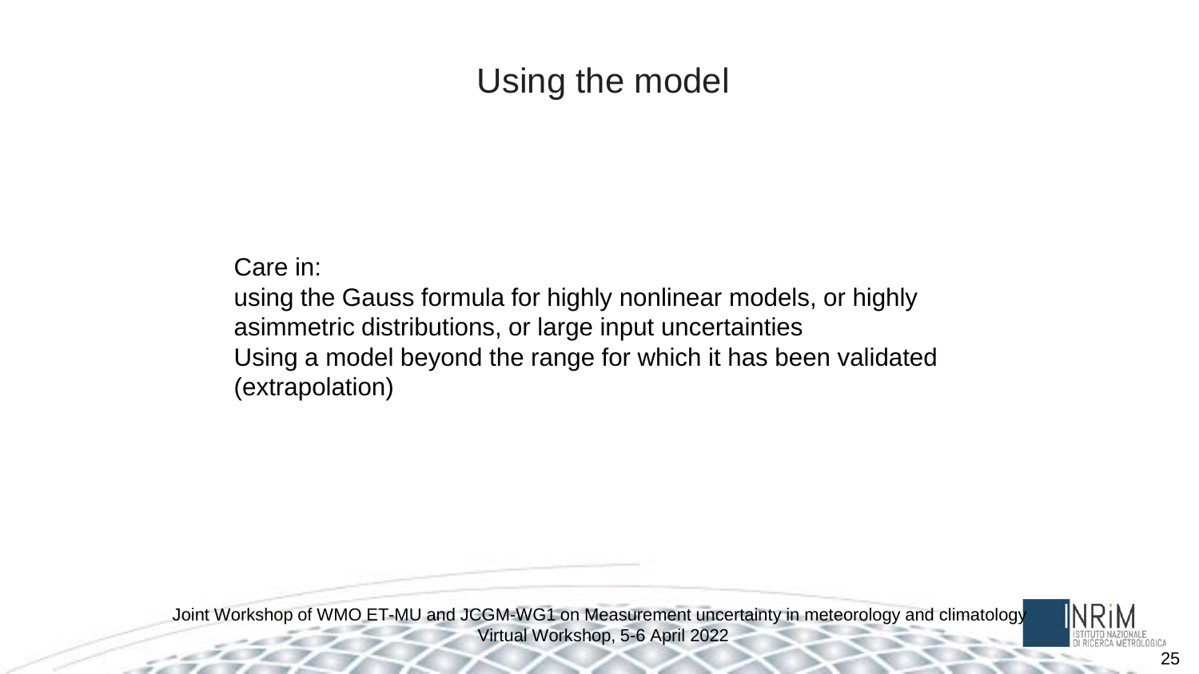# Using the model

Care in:
using the Gauss formula for highly nonlinear models, or highly asimmetric distributions, or large input uncertainties
Using a model beyond the range for which it has been validated (extrapolation)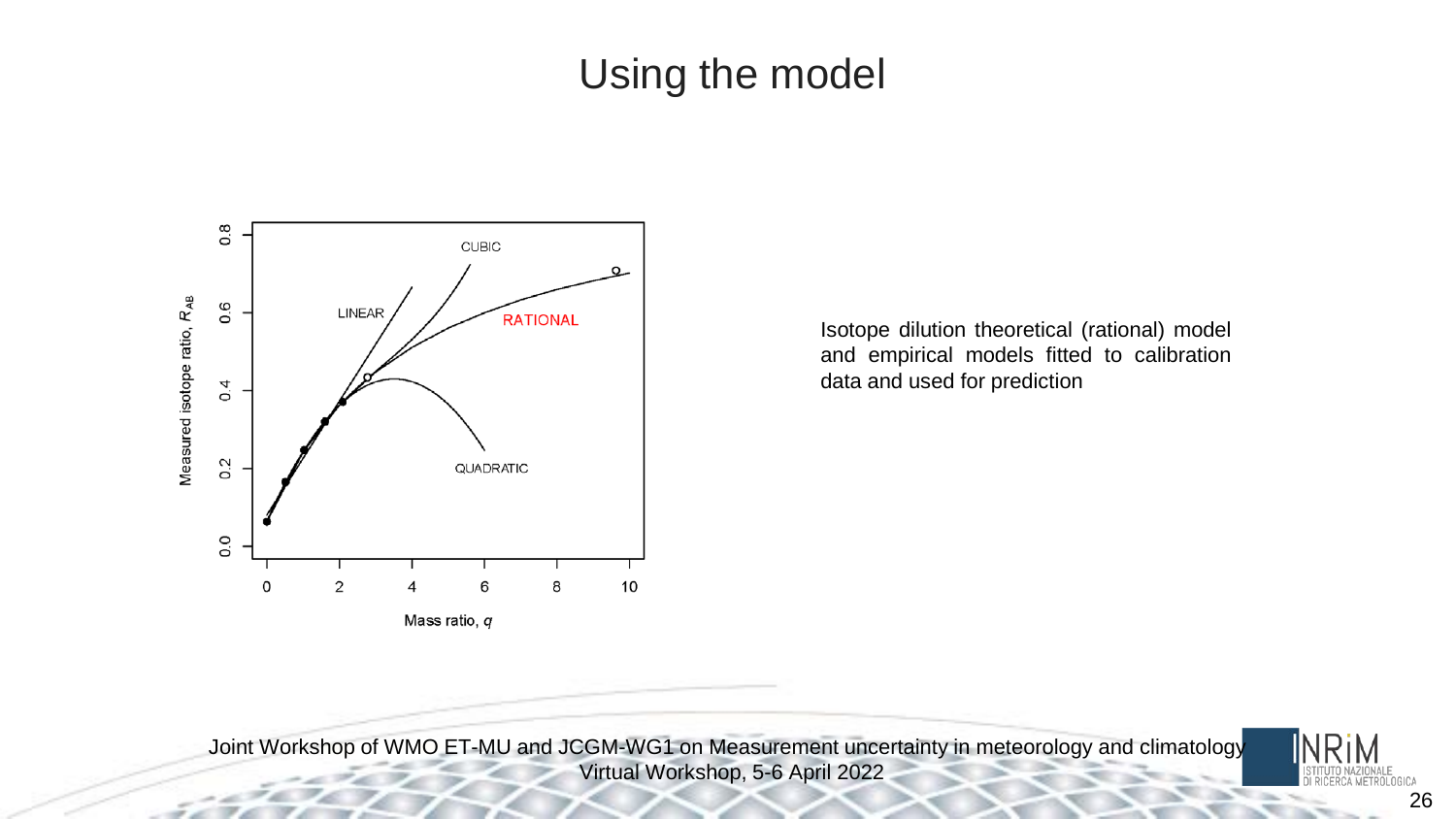# Using the model

Isotope dilution theoretical (rational) model and empirical models fitted to calibration data and used for prediction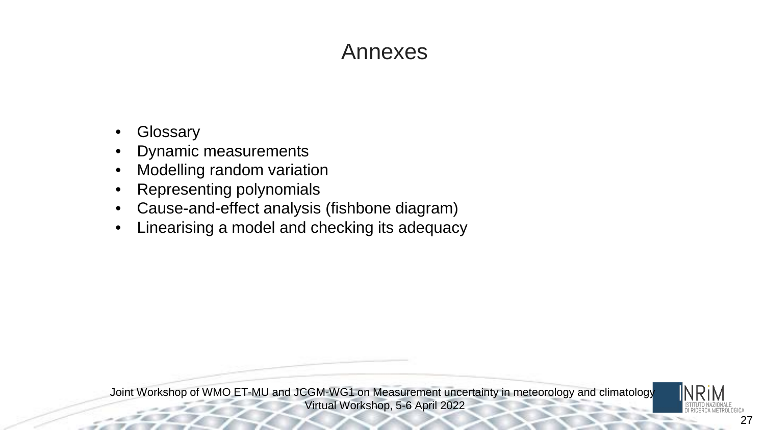# Annexes

- Glossary
- Dynamic measurements
- Modelling random variation
- Representing polynomials
- Cause-and-effect analysis (fishbone diagram)
- Linearising a model and checking its adequacy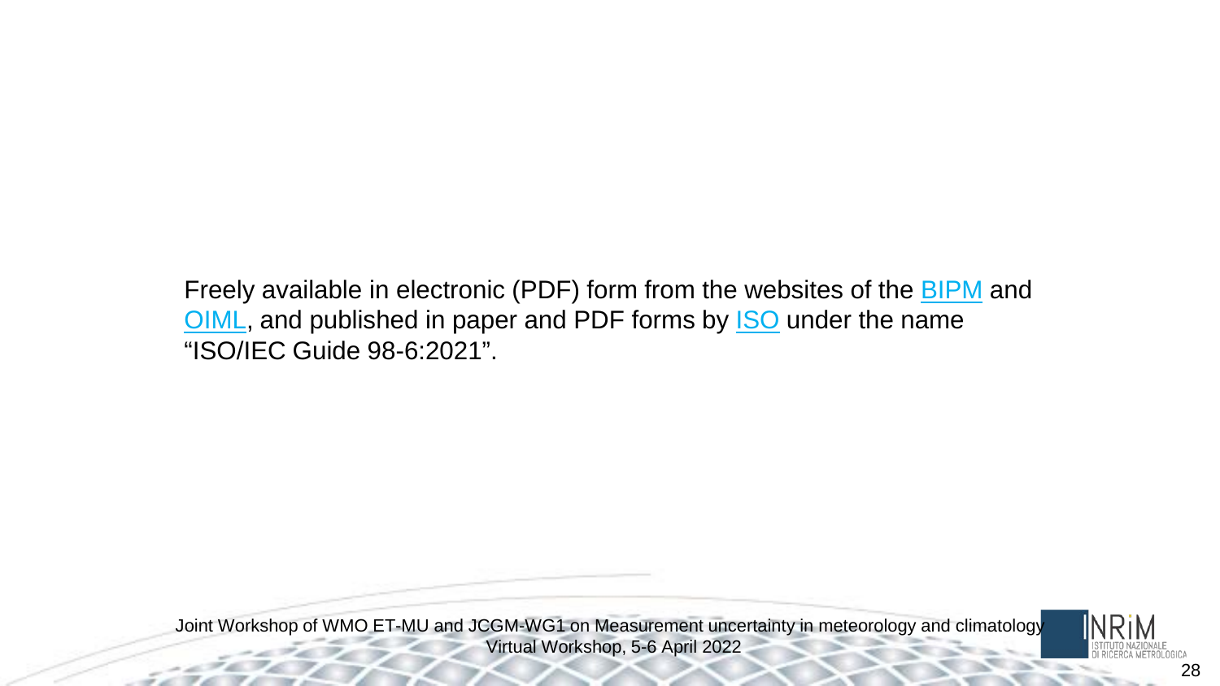Freely available in electronic (PDF) form from the websites of the BIPM and OIML, and published in paper and PDF forms by ISO under the name “ISO/IEC Guide 98-6:2021”.